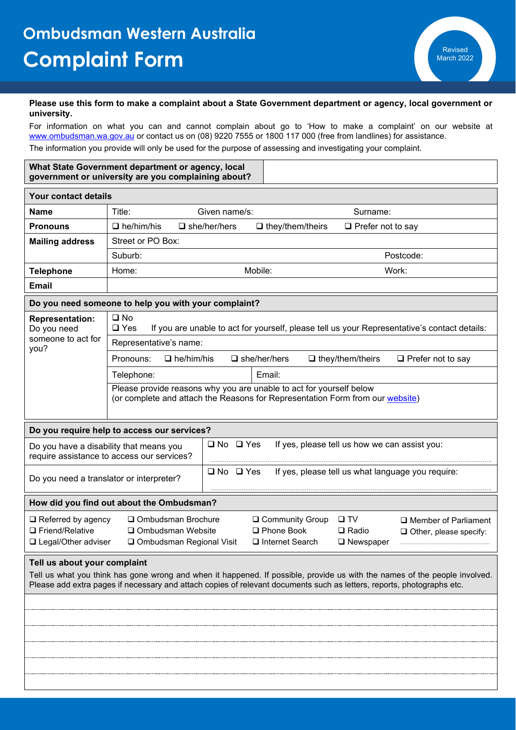# Ombudsman Western Australia

# Complaint Form

Revised March 2022

**Please use this form to make a complaint about a State Government department or agency, local government or university.**

For information on what you can and cannot complain about go to 'How to make a complaint' on our website at www.ombudsman.wa.gov.au or contact us on (08) 9220 7555 or 1800 117 000 (free from landlines) for assistance.

The information you provide will only be used for the purpose of assessing and investigating your complaint.

| **What State Government department or agency, local government or university are you complaining about?** | |
|---|---|

| **Your contact details** | | | |
|---|---|---|---|
| **Name** | Title: | Given name/s: | Surname: |
| **Pronouns** | ❑ he/him/his ❑ she/her/hers | ❑ they/them/theirs | ❑ Prefer not to say |
| **Mailing address** | Street or PO Box: | | |
| | Suburb: | | Postcode: |
| **Telephone** | Home: | Mobile: | Work: |
| **Email** | | | |

| **Do you need someone to help you with your complaint?** | | |
|---|---|---|
| **Representation:** Do you need someone to act for you? | ❑ No<br>❑ Yes If you are unable to act for yourself, please tell us your Representative's contact details: | |
| | Representative's name: | |
| | Pronouns: ❑ he/him/his ❑ she/her/hers ❑ they/them/theirs ❑ Prefer not to say | |
| | Telephone: | Email: |
| | Please provide reasons why you are unable to act for yourself below<br>(or complete and attach the Reasons for Representation Form from our website) | |

| **Do you require help to access our services?** | |
|---|---|
| Do you have a disability that means you require assistance to access our services? | ❑ No ❑ Yes If yes, please tell us how we can assist you: |
| Do you need a translator or interpreter? | ❑ No ❑ Yes If yes, please tell us what language you require: |

| **How did you find out about the Ombudsman?** | | | | |
|---|---|---|---|---|
| ❑ Referred by agency | ❑ Ombudsman Brochure | ❑ Community Group | ❑ TV | ❑ Member of Parliament |
| ❑ Friend/Relative | ❑ Ombudsman Website | ❑ Phone Book | ❑ Radio | ❑ Other, please specify: |
| ❑ Legal/Other adviser | ❑ Ombudsman Regional Visit | ❑ Internet Search | ❑ Newspaper | |

**Tell us about your complaint**

Tell us what you think has gone wrong and when it happened. If possible, provide us with the names of the people involved. Please add extra pages if necessary and attach copies of relevant documents such as letters, reports, photographs etc.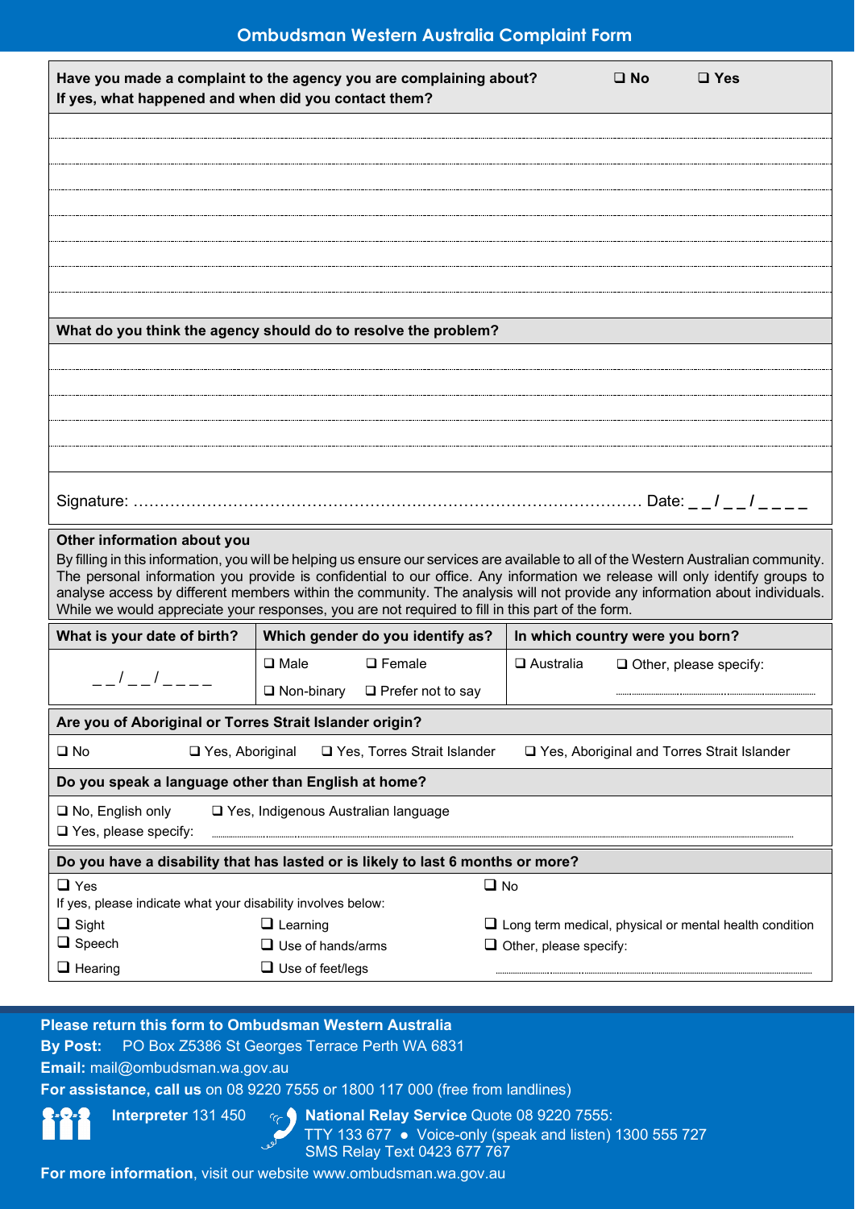## Ombudsman Western Australia Complaint Form

**Have you made a complaint to the agency you are complaining about?** ❑ **No** ❑ **Yes**
**If yes, what happened and when did you contact them?**

**What do you think the agency should do to resolve the problem?**

Signature: ……………………………………………………………………………………… Date: _ _ / _ _ / _ _ _ _

### Other information about you

By filling in this information, you will be helping us ensure our services are available to all of the Western Australian community. The personal information you provide is confidential to our office. Any information we release will only identify groups to analyse access by different members within the community. The analysis will not provide any information about individuals. While we would appreciate your responses, you are not required to fill in this part of the form.

| What is your date of birth? | Which gender do you identify as? | In which country were you born? |
|---|---|---|
| _ _ / _ _ / _ _ _ _ | ❑ Male ❑ Female ❑ Non-binary ❑ Prefer not to say | ❑ Australia ❑ Other, please specify: |

**Are you of Aboriginal or Torres Strait Islander origin?**

❑ No ❑ Yes, Aboriginal ❑ Yes, Torres Strait Islander ❑ Yes, Aboriginal and Torres Strait Islander

**Do you speak a language other than English at home?**

❑ No, English only ❑ Yes, Indigenous Australian language
❑ Yes, please specify:

**Do you have a disability that has lasted or is likely to last 6 months or more?**

❑ Yes ❑ No

If yes, please indicate what your disability involves below:

❑ Sight ❑ Learning ❑ Long term medical, physical or mental health condition
❑ Speech ❑ Use of hands/arms ❑ Other, please specify:
❑ Hearing ❑ Use of feet/legs

**Please return this form to Ombudsman Western Australia**
**By Post:** PO Box Z5386 St Georges Terrace Perth WA 6831
**Email:** mail@ombudsman.wa.gov.au
**For assistance, call us** on 08 9220 7555 or 1800 117 000 (free from landlines)

**Interpreter** 131 450

**National Relay Service** Quote 08 9220 7555:
TTY 133 677 • Voice-only (speak and listen) 1300 555 727
SMS Relay Text 0423 677 767

**For more information**, visit our website www.ombudsman.wa.gov.au